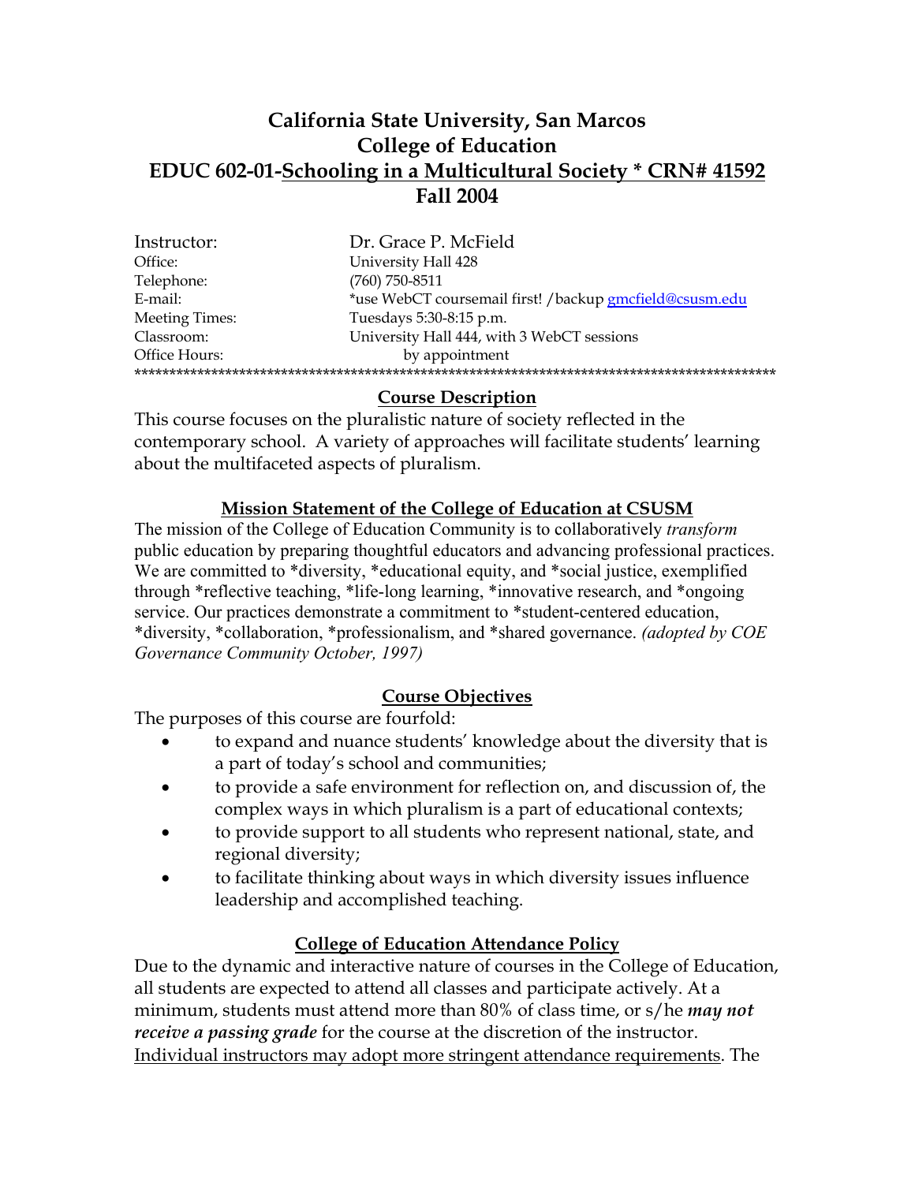# California State University, San Marcos
# College of Education
# EDUC 602-01-Schooling in a Multicultural Society * CRN# 41592
# Fall 2004

| | |
|---|---|
| Instructor: | Dr. Grace P. McField |
| Office: | University Hall 428 |
| Telephone: | (760) 750-8511 |
| E-mail: | *use WebCT coursemail first! /backup gmcfield@csusm.edu |
| Meeting Times: | Tuesdays 5:30-8:15 p.m. |
| Classroom: | University Hall 444, with 3 WebCT sessions |
| Office Hours: | by appointment |

*************************************************************************************************

## Course Description

This course focuses on the pluralistic nature of society reflected in the contemporary school. A variety of approaches will facilitate students' learning about the multifaceted aspects of pluralism.

## Mission Statement of the College of Education at CSUSM

The mission of the College of Education Community is to collaboratively *transform* public education by preparing thoughtful educators and advancing professional practices. We are committed to *diversity, *educational equity, and *social justice, exemplified through *reflective teaching, *life-long learning, *innovative research, and *ongoing service. Our practices demonstrate a commitment to *student-centered education, *diversity, *collaboration, *professionalism, and *shared governance. *(adopted by COE Governance Community October, 1997)*

## Course Objectives

The purposes of this course are fourfold:

- to expand and nuance students' knowledge about the diversity that is a part of today's school and communities;
- to provide a safe environment for reflection on, and discussion of, the complex ways in which pluralism is a part of educational contexts;
- to provide support to all students who represent national, state, and regional diversity;
- to facilitate thinking about ways in which diversity issues influence leadership and accomplished teaching.

## College of Education Attendance Policy

Due to the dynamic and interactive nature of courses in the College of Education, all students are expected to attend all classes and participate actively. At a minimum, students must attend more than 80% of class time, or s/he ***may not receive a passing grade*** for the course at the discretion of the instructor. Individual instructors may adopt more stringent attendance requirements. The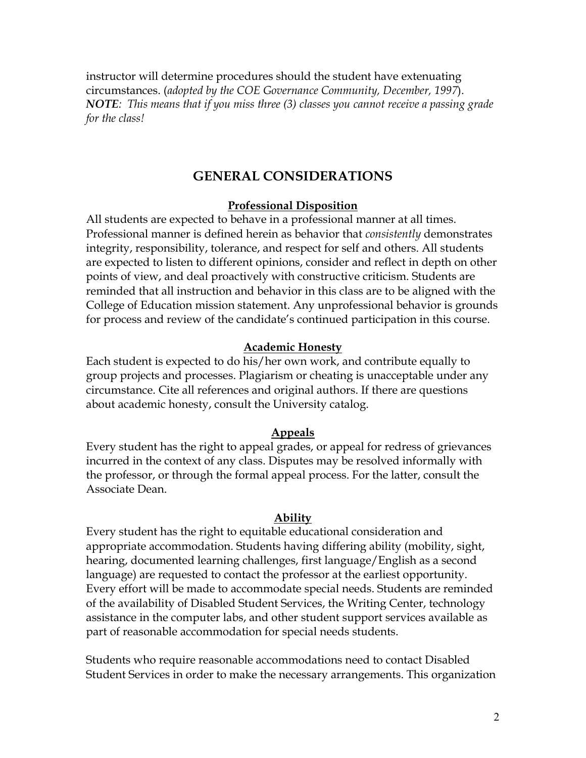instructor will determine procedures should the student have extenuating circumstances. (*adopted by the COE Governance Community, December, 1997*). ***NOTE**: This means that if you miss three (3) classes you cannot receive a passing grade for the class!*

## GENERAL CONSIDERATIONS

### Professional Disposition

All students are expected to behave in a professional manner at all times. Professional manner is defined herein as behavior that *consistently* demonstrates integrity, responsibility, tolerance, and respect for self and others. All students are expected to listen to different opinions, consider and reflect in depth on other points of view, and deal proactively with constructive criticism. Students are reminded that all instruction and behavior in this class are to be aligned with the College of Education mission statement. Any unprofessional behavior is grounds for process and review of the candidate's continued participation in this course.

### Academic Honesty

Each student is expected to do his/her own work, and contribute equally to group projects and processes. Plagiarism or cheating is unacceptable under any circumstance. Cite all references and original authors. If there are questions about academic honesty, consult the University catalog.

### Appeals

Every student has the right to appeal grades, or appeal for redress of grievances incurred in the context of any class. Disputes may be resolved informally with the professor, or through the formal appeal process. For the latter, consult the Associate Dean.

### Ability

Every student has the right to equitable educational consideration and appropriate accommodation. Students having differing ability (mobility, sight, hearing, documented learning challenges, first language/English as a second language) are requested to contact the professor at the earliest opportunity. Every effort will be made to accommodate special needs. Students are reminded of the availability of Disabled Student Services, the Writing Center, technology assistance in the computer labs, and other student support services available as part of reasonable accommodation for special needs students.

Students who require reasonable accommodations need to contact Disabled Student Services in order to make the necessary arrangements. This organization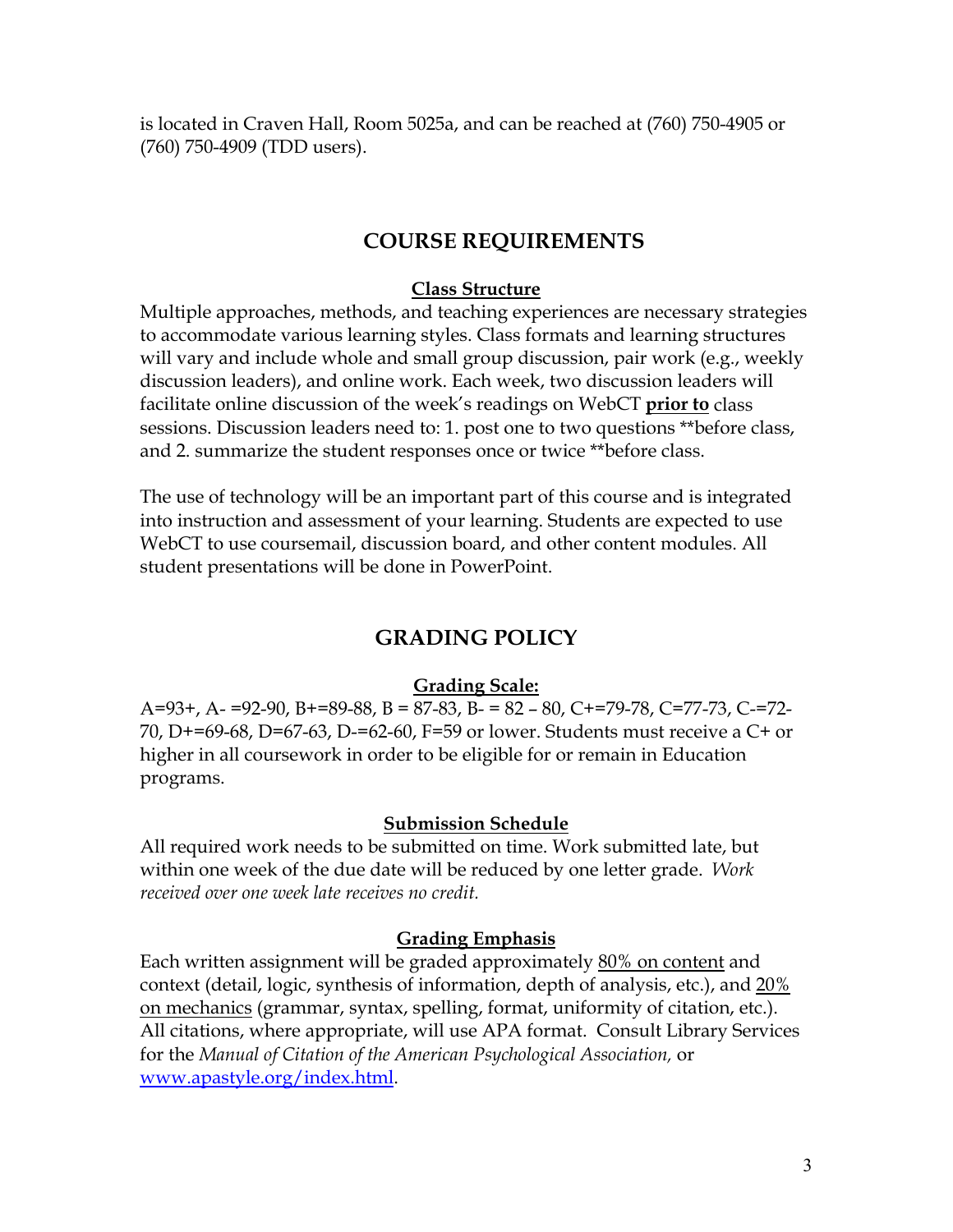is located in Craven Hall, Room 5025a, and can be reached at (760) 750-4905 or (760) 750-4909 (TDD users).

## COURSE REQUIREMENTS

### Class Structure

Multiple approaches, methods, and teaching experiences are necessary strategies to accommodate various learning styles. Class formats and learning structures will vary and include whole and small group discussion, pair work (e.g., weekly discussion leaders), and online work. Each week, two discussion leaders will facilitate online discussion of the week's readings on WebCT **prior to** class sessions. Discussion leaders need to: 1. post one to two questions **before class, and 2. summarize the student responses once or twice **before class.

The use of technology will be an important part of this course and is integrated into instruction and assessment of your learning. Students are expected to use WebCT to use coursemail, discussion board, and other content modules. All student presentations will be done in PowerPoint.

## GRADING POLICY

### Grading Scale:

A=93+, A- =92-90, B+=89-88, B = 87-83, B- = 82 – 80, C+=79-78, C=77-73, C-=72-70, D+=69-68, D=67-63, D-=62-60, F=59 or lower. Students must receive a C+ or higher in all coursework in order to be eligible for or remain in Education programs.

### Submission Schedule

All required work needs to be submitted on time. Work submitted late, but within one week of the due date will be reduced by one letter grade. *Work received over one week late receives no credit.*

### Grading Emphasis

Each written assignment will be graded approximately 80% on content and context (detail, logic, synthesis of information, depth of analysis, etc.), and 20% on mechanics (grammar, syntax, spelling, format, uniformity of citation, etc.). All citations, where appropriate, will use APA format. Consult Library Services for the *Manual of Citation of the American Psychological Association,* or [www.apastyle.org/index.html](www.apastyle.org/index.html).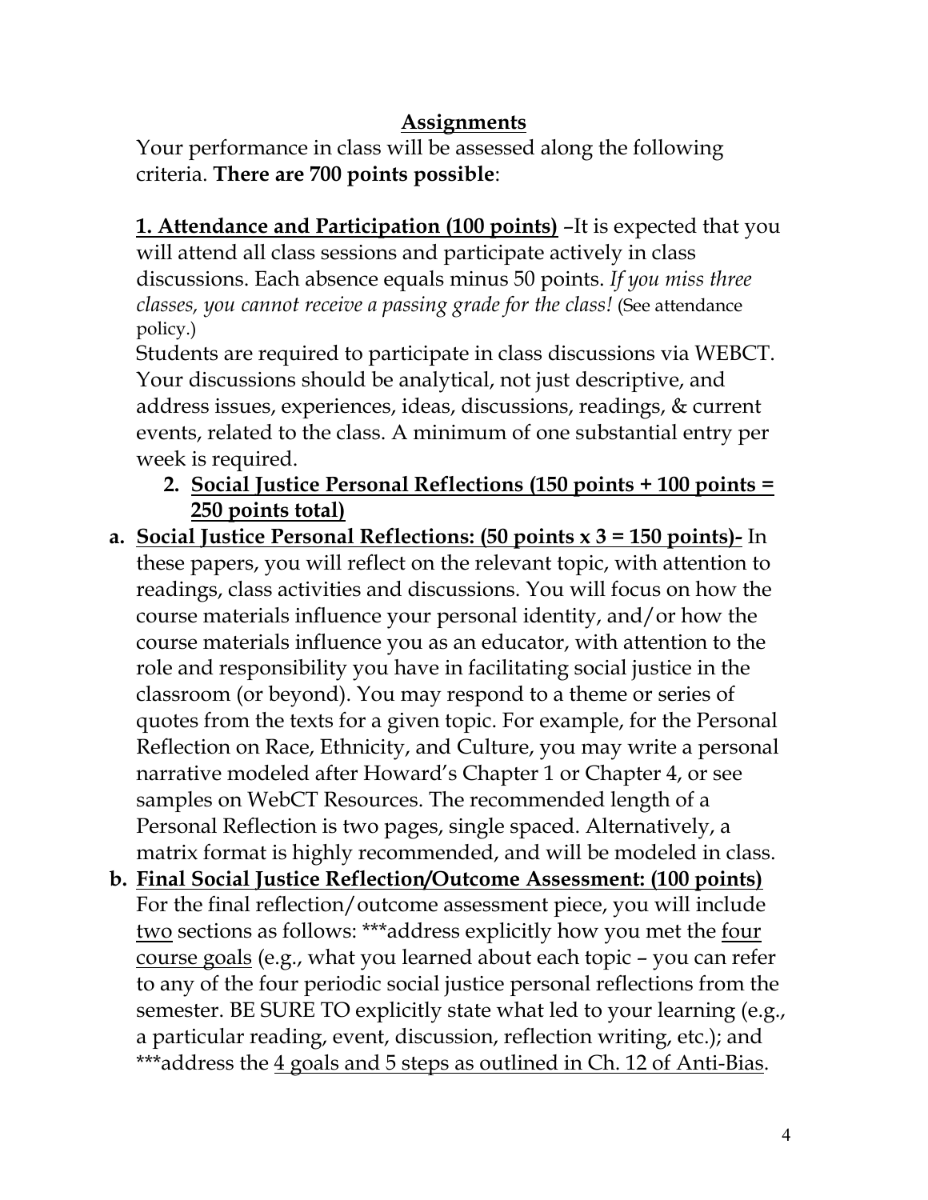## Assignments

Your performance in class will be assessed along the following criteria. **There are 700 points possible**:

**<u>1. Attendance and Participation (100 points)</u>** –It is expected that you will attend all class sessions and participate actively in class discussions. Each absence equals minus 50 points. *If you miss three classes, you cannot receive a passing grade for the class!* (See attendance policy.)

Students are required to participate in class discussions via WEBCT. Your discussions should be analytical, not just descriptive, and address issues, experiences, ideas, discussions, readings, & current events, related to the class. A minimum of one substantial entry per week is required.

2. **<u>Social Justice Personal Reflections (150 points + 100 points = 250 points total)</u>**

a. **<u>Social Justice Personal Reflections: (50 points x 3 = 150 points)-</u>** In these papers, you will reflect on the relevant topic, with attention to readings, class activities and discussions. You will focus on how the course materials influence your personal identity, and/or how the course materials influence you as an educator, with attention to the role and responsibility you have in facilitating social justice in the classroom (or beyond). You may respond to a theme or series of quotes from the texts for a given topic. For example, for the Personal Reflection on Race, Ethnicity, and Culture, you may write a personal narrative modeled after Howard's Chapter 1 or Chapter 4, or see samples on WebCT Resources. The recommended length of a Personal Reflection is two pages, single spaced. Alternatively, a matrix format is highly recommended, and will be modeled in class.

b. **<u>Final Social Justice Reflection/Outcome Assessment: (100 points)</u>** For the final reflection/outcome assessment piece, you will include <u>two</u> sections as follows: ***address explicitly how you met the <u>four course goals</u> (e.g., what you learned about each topic – you can refer to any of the four periodic social justice personal reflections from the semester. BE SURE TO explicitly state what led to your learning (e.g., a particular reading, event, discussion, reflection writing, etc.); and ***address the <u>4 goals and 5 steps as outlined in Ch. 12 of Anti-Bias</u>.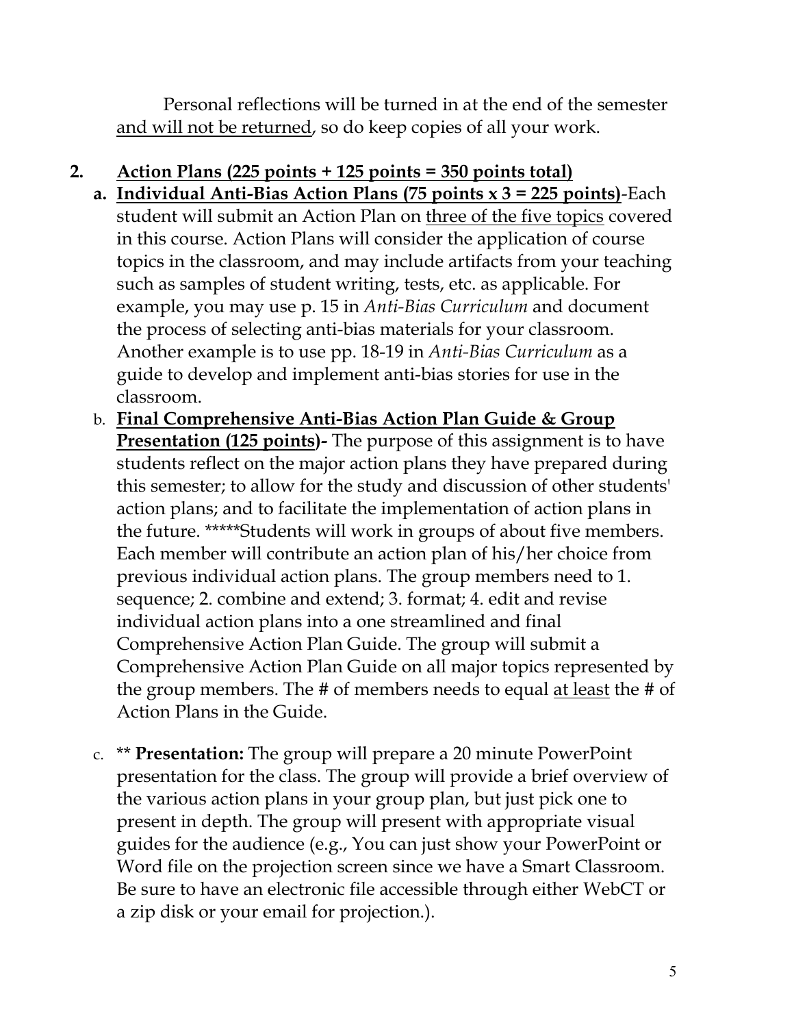Personal reflections will be turned in at the end of the semester <u>and will not be returned</u>, so do keep copies of all your work.

2. **<u>Action Plans (225 points + 125 points = 350 points total)</u>**
   a. **<u>Individual Anti-Bias Action Plans (75 points x 3 = 225 points)</u>**-Each student will submit an Action Plan on <u>three of the five topics</u> covered in this course. Action Plans will consider the application of course topics in the classroom, and may include artifacts from your teaching such as samples of student writing, tests, etc. as applicable. For example, you may use p. 15 in *Anti-Bias Curriculum* and document the process of selecting anti-bias materials for your classroom. Another example is to use pp. 18-19 in *Anti-Bias Curriculum* as a guide to develop and implement anti-bias stories for use in the classroom.
   b. **<u>Final Comprehensive Anti-Bias Action Plan Guide & Group Presentation (125 points)</u>-** The purpose of this assignment is to have students reflect on the major action plans they have prepared during this semester; to allow for the study and discussion of other students' action plans; and to facilitate the implementation of action plans in the future. *****Students will work in groups of about five members. Each member will contribute an action plan of his/her choice from previous individual action plans. The group members need to 1. sequence; 2. combine and extend; 3. format; 4. edit and revise individual action plans into a one streamlined and final Comprehensive Action Plan Guide. The group will submit a Comprehensive Action Plan Guide on all major topics represented by the group members. The # of members needs to equal <u>at least</u> the # of Action Plans in the Guide.
   c. ** **Presentation:** The group will prepare a 20 minute PowerPoint presentation for the class. The group will provide a brief overview of the various action plans in your group plan, but just pick one to present in depth. The group will present with appropriate visual guides for the audience (e.g., You can just show your PowerPoint or Word file on the projection screen since we have a Smart Classroom. Be sure to have an electronic file accessible through either WebCT or a zip disk or your email for projection.).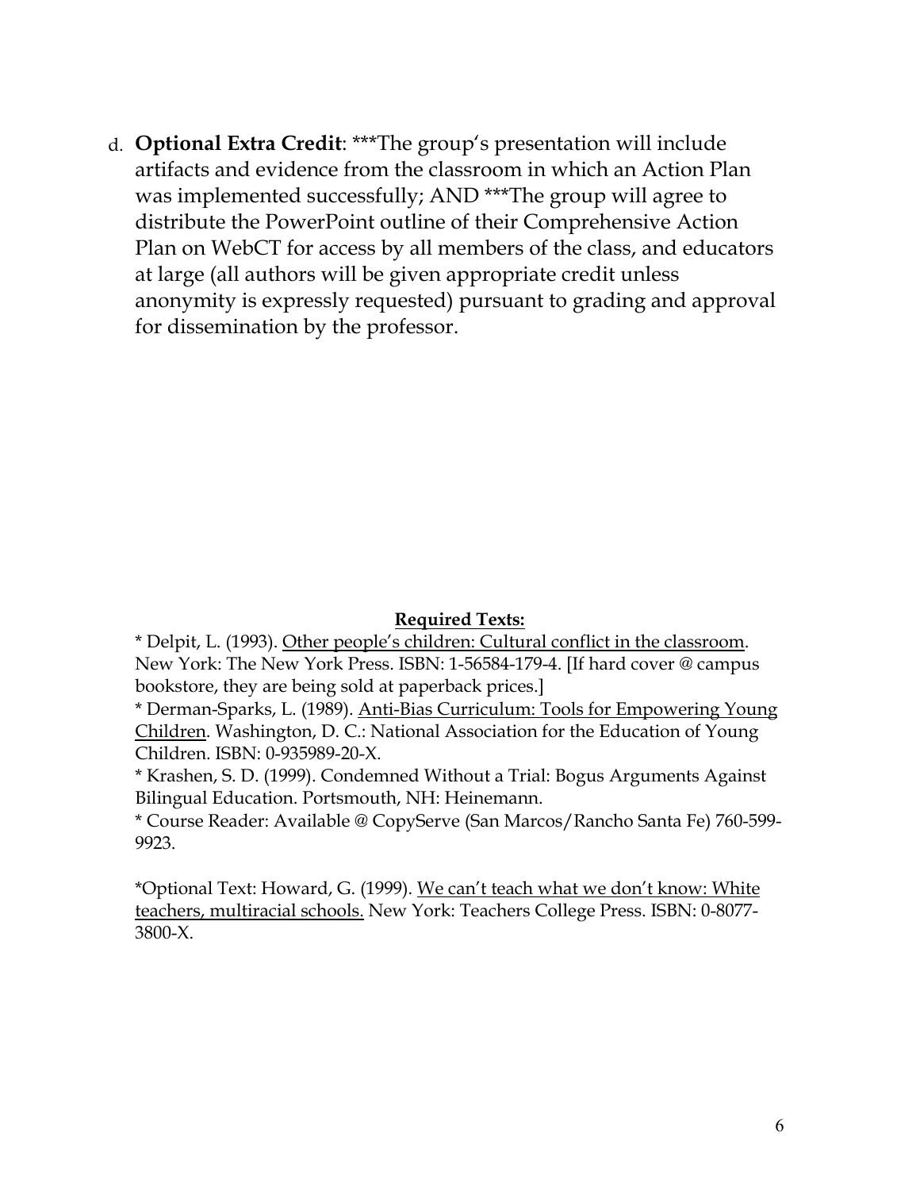d. **Optional Extra Credit**: ***The group's presentation will include artifacts and evidence from the classroom in which an Action Plan was implemented successfully; AND ***The group will agree to distribute the PowerPoint outline of their Comprehensive Action Plan on WebCT for access by all members of the class, and educators at large (all authors will be given appropriate credit unless anonymity is expressly requested) pursuant to grading and approval for dissemination by the professor.

**<u>Required Texts:</u>**

* Delpit, L. (1993). <u>Other people's children: Cultural conflict in the classroom</u>. New York: The New York Press. ISBN: 1-56584-179-4. [If hard cover @ campus bookstore, they are being sold at paperback prices.]
* Derman-Sparks, L. (1989). <u>Anti-Bias Curriculum: Tools for Empowering Young Children</u>. Washington, D. C.: National Association for the Education of Young Children. ISBN: 0-935989-20-X.
* Krashen, S. D. (1999). Condemned Without a Trial: Bogus Arguments Against Bilingual Education. Portsmouth, NH: Heinemann.
* Course Reader: Available @ CopyServe (San Marcos/Rancho Santa Fe) 760-599-9923.

*Optional Text: Howard, G. (1999). <u>We can't teach what we don't know: White teachers, multiracial schools.</u> New York: Teachers College Press. ISBN: 0-8077-3800-X.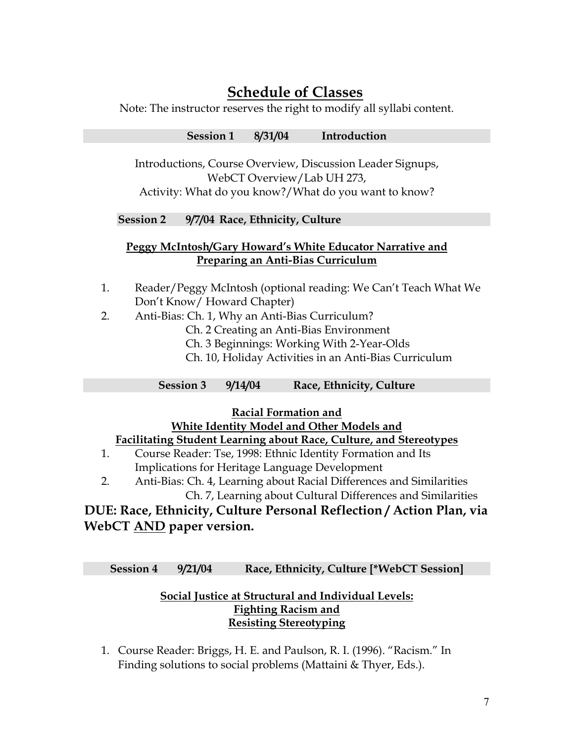# Schedule of Classes

Note: The instructor reserves the right to modify all syllabi content.

**Session 1 8/31/04 Introduction**

Introductions, Course Overview, Discussion Leader Signups, WebCT Overview/Lab UH 273, Activity: What do you know?/What do you want to know?

**Session 2 9/7/04 Race, Ethnicity, Culture**

**Peggy McIntosh/Gary Howard's White Educator Narrative and Preparing an Anti-Bias Curriculum**

1. Reader/Peggy McIntosh (optional reading: We Can't Teach What We Don't Know/ Howard Chapter)
2. Anti-Bias: Ch. 1, Why an Anti-Bias Curriculum?
   Ch. 2 Creating an Anti-Bias Environment
   Ch. 3 Beginnings: Working With 2-Year-Olds
   Ch. 10, Holiday Activities in an Anti-Bias Curriculum

**Session 3 9/14/04 Race, Ethnicity, Culture**

**Racial Formation and White Identity Model and Other Models and Facilitating Student Learning about Race, Culture, and Stereotypes**

1. Course Reader: Tse, 1998: Ethnic Identity Formation and Its Implications for Heritage Language Development
2. Anti-Bias: Ch. 4, Learning about Racial Differences and Similarities
   Ch. 7, Learning about Cultural Differences and Similarities

**DUE: Race, Ethnicity, Culture Personal Reflection / Action Plan, via WebCT AND paper version.**

**Session 4 9/21/04 Race, Ethnicity, Culture [*WebCT Session]**

**Social Justice at Structural and Individual Levels: Fighting Racism and Resisting Stereotyping**

1. Course Reader: Briggs, H. E. and Paulson, R. I. (1996). "Racism." In Finding solutions to social problems (Mattaini & Thyer, Eds.).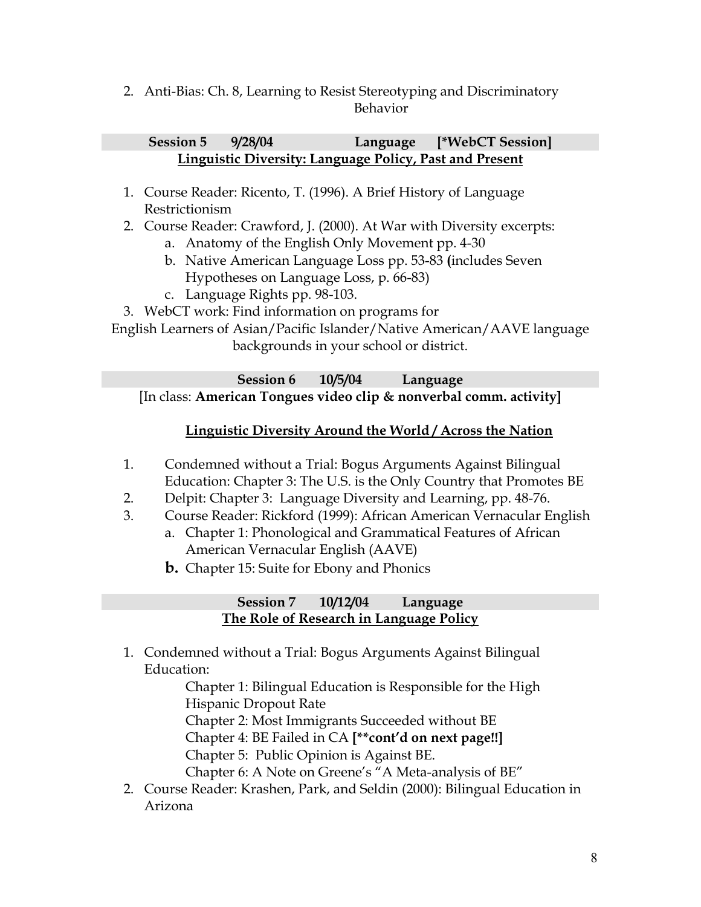2. Anti-Bias: Ch. 8, Learning to Resist Stereotyping and Discriminatory Behavior

**Session 5 9/28/04 Language [*WebCT Session]**

**Linguistic Diversity: Language Policy, Past and Present**

1. Course Reader: Ricento, T. (1996). A Brief History of Language Restrictionism
2. Course Reader: Crawford, J. (2000). At War with Diversity excerpts:
   a. Anatomy of the English Only Movement pp. 4-30
   b. Native American Language Loss pp. 53-83 **(**includes Seven Hypotheses on Language Loss, p. 66-83)
   c. Language Rights pp. 98-103.
3. WebCT work: Find information on programs for English Learners of Asian/Pacific Islander/Native American/AAVE language backgrounds in your school or district.

**Session 6 10/5/04 Language**

[In class: **American Tongues video clip & nonverbal comm. activity]**

**Linguistic Diversity Around the World / Across the Nation**

1. Condemned without a Trial: Bogus Arguments Against Bilingual Education: Chapter 3: The U.S. is the Only Country that Promotes BE
2. Delpit: Chapter 3: Language Diversity and Learning, pp. 48-76.
3. Course Reader: Rickford (1999): African American Vernacular English
   a. Chapter 1: Phonological and Grammatical Features of African American Vernacular English (AAVE)
   **b.** Chapter 15: Suite for Ebony and Phonics

**Session 7 10/12/04 Language**

**The Role of Research in Language Policy**

1. Condemned without a Trial: Bogus Arguments Against Bilingual Education:

   Chapter 1: Bilingual Education is Responsible for the High Hispanic Dropout Rate

   Chapter 2: Most Immigrants Succeeded without BE

   Chapter 4: BE Failed in CA **[**cont'd on next page!!]**

   Chapter 5: Public Opinion is Against BE.

   Chapter 6: A Note on Greene's "A Meta-analysis of BE"
2. Course Reader: Krashen, Park, and Seldin (2000): Bilingual Education in Arizona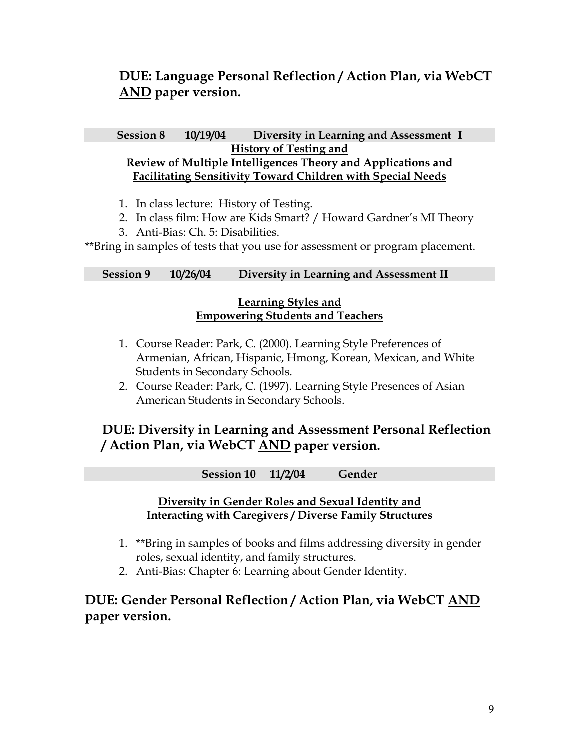**DUE: Language Personal Reflection / Action Plan, via WebCT <u>AND</u> paper version.**

### Session 8 10/19/04 Diversity in Learning and Assessment I

**<u>History of Testing and</u>**
**<u>Review of Multiple Intelligences Theory and Applications and</u>**
**<u>Facilitating Sensitivity Toward Children with Special Needs</u>**

1. In class lecture: History of Testing.
2. In class film: How are Kids Smart? / Howard Gardner's MI Theory
3. Anti-Bias: Ch. 5: Disabilities.

**Bring in samples of tests that you use for assessment or program placement.

### Session 9 10/26/04 Diversity in Learning and Assessment II

**<u>Learning Styles and</u>**
**<u>Empowering Students and Teachers</u>**

1. Course Reader: Park, C. (2000). Learning Style Preferences of Armenian, African, Hispanic, Hmong, Korean, Mexican, and White Students in Secondary Schools.
2. Course Reader: Park, C. (1997). Learning Style Presences of Asian American Students in Secondary Schools.

**DUE: Diversity in Learning and Assessment Personal Reflection / Action Plan, via WebCT <u>AND</u> paper version.**

### Session 10 11/2/04 Gender

**<u>Diversity in Gender Roles and Sexual Identity and</u>**
**<u>Interacting with Caregivers / Diverse Family Structures</u>**

1. **Bring in samples of books and films addressing diversity in gender roles, sexual identity, and family structures.
2. Anti-Bias: Chapter 6: Learning about Gender Identity.

**DUE: Gender Personal Reflection / Action Plan, via WebCT <u>AND</u> paper version.**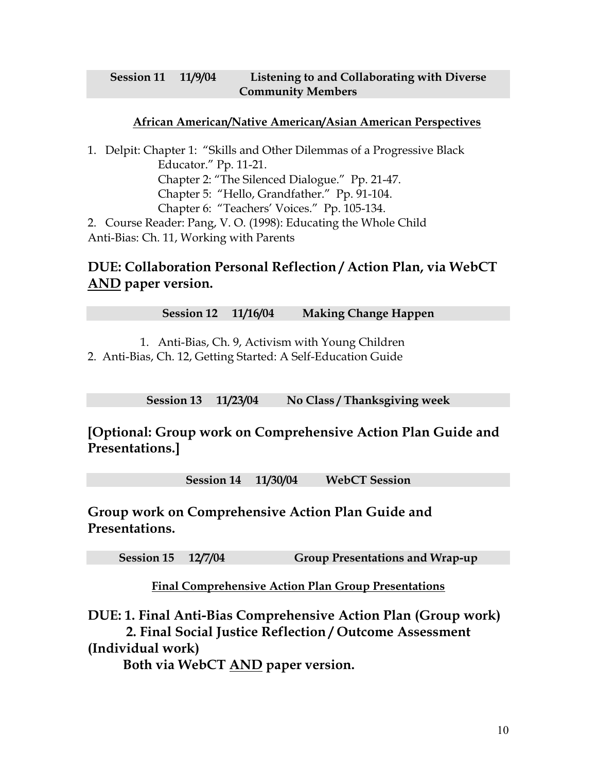### Session 11 11/9/04 Listening to and Collaborating with Diverse Community Members

**African American/Native American/Asian American Perspectives**

1. Delpit: Chapter 1: "Skills and Other Dilemmas of a Progressive Black Educator." Pp. 11-21.
   Chapter 2: "The Silenced Dialogue." Pp. 21-47.
   Chapter 5: "Hello, Grandfather." Pp. 91-104.
   Chapter 6: "Teachers' Voices." Pp. 105-134.
2. Course Reader: Pang, V. O. (1998): Educating the Whole Child

Anti-Bias: Ch. 11, Working with Parents

## DUE: Collaboration Personal Reflection / Action Plan, via WebCT AND paper version.

### Session 12 11/16/04 Making Change Happen

1. Anti-Bias, Ch. 9, Activism with Young Children
2. Anti-Bias, Ch. 12, Getting Started: A Self-Education Guide

### Session 13 11/23/04 No Class / Thanksgiving week

## [Optional: Group work on Comprehensive Action Plan Guide and Presentations.]

### Session 14 11/30/04 WebCT Session

## Group work on Comprehensive Action Plan Guide and Presentations.

### Session 15 12/7/04 Group Presentations and Wrap-up

**Final Comprehensive Action Plan Group Presentations**

## DUE: 1. Final Anti-Bias Comprehensive Action Plan (Group work)
## 2. Final Social Justice Reflection / Outcome Assessment (Individual work)
## Both via WebCT AND paper version.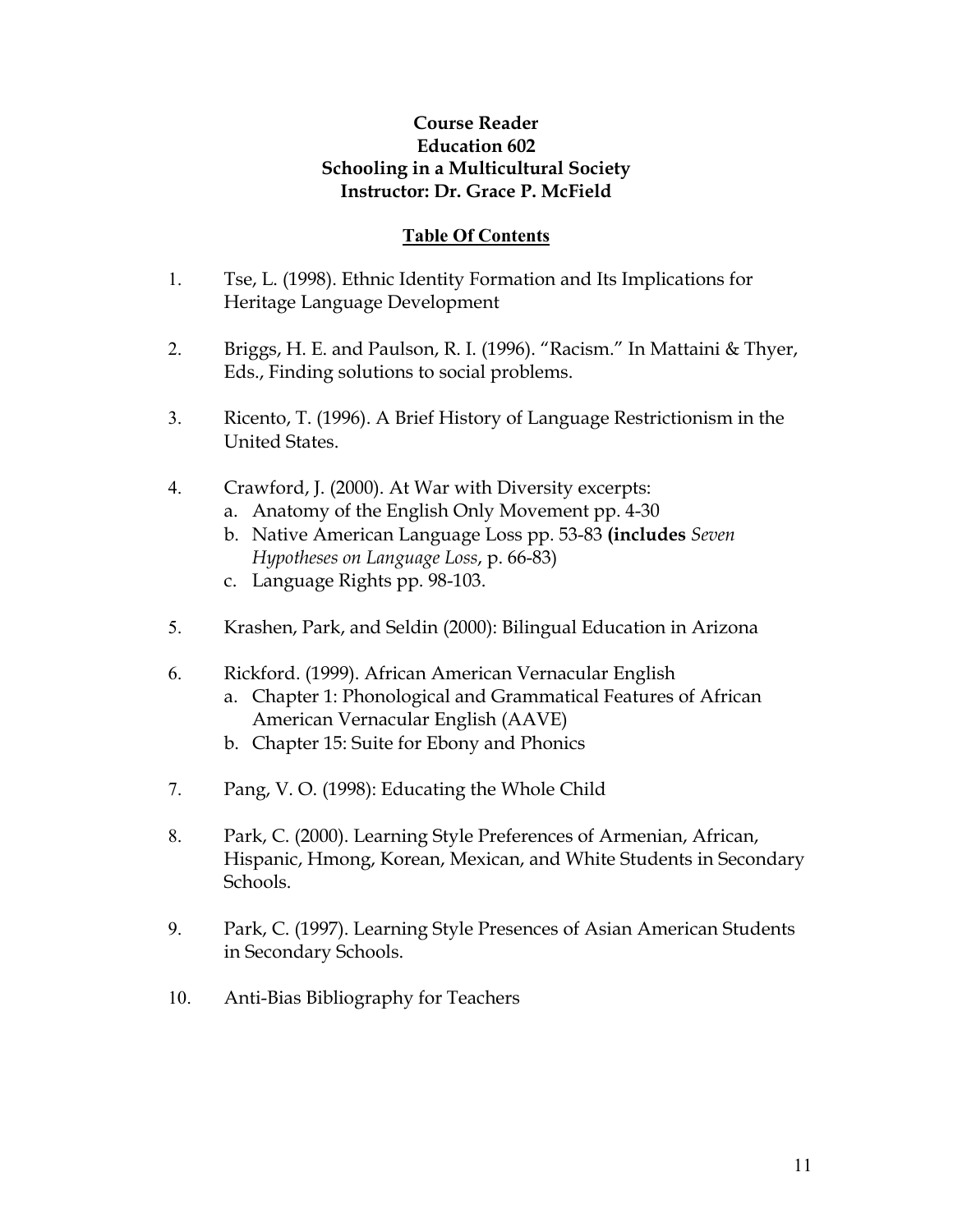**Course Reader**
**Education 602**
**Schooling in a Multicultural Society**
**Instructor: Dr. Grace P. McField**

**<u>Table Of Contents</u>**

1. Tse, L. (1998). Ethnic Identity Formation and Its Implications for Heritage Language Development

2. Briggs, H. E. and Paulson, R. I. (1996). "Racism." In Mattaini & Thyer, Eds., Finding solutions to social problems.

3. Ricento, T. (1996). A Brief History of Language Restrictionism in the United States.

4. Crawford, J. (2000). At War with Diversity excerpts:
   a. Anatomy of the English Only Movement pp. 4-30
   b. Native American Language Loss pp. 53-83 **(includes** *Seven Hypotheses on Language Loss*, p. 66-83)
   c. Language Rights pp. 98-103.

5. Krashen, Park, and Seldin (2000): Bilingual Education in Arizona

6. Rickford. (1999). African American Vernacular English
   a. Chapter 1: Phonological and Grammatical Features of African American Vernacular English (AAVE)
   b. Chapter 15: Suite for Ebony and Phonics

7. Pang, V. O. (1998): Educating the Whole Child

8. Park, C. (2000). Learning Style Preferences of Armenian, African, Hispanic, Hmong, Korean, Mexican, and White Students in Secondary Schools.

9. Park, C. (1997). Learning Style Presences of Asian American Students in Secondary Schools.

10. Anti-Bias Bibliography for Teachers